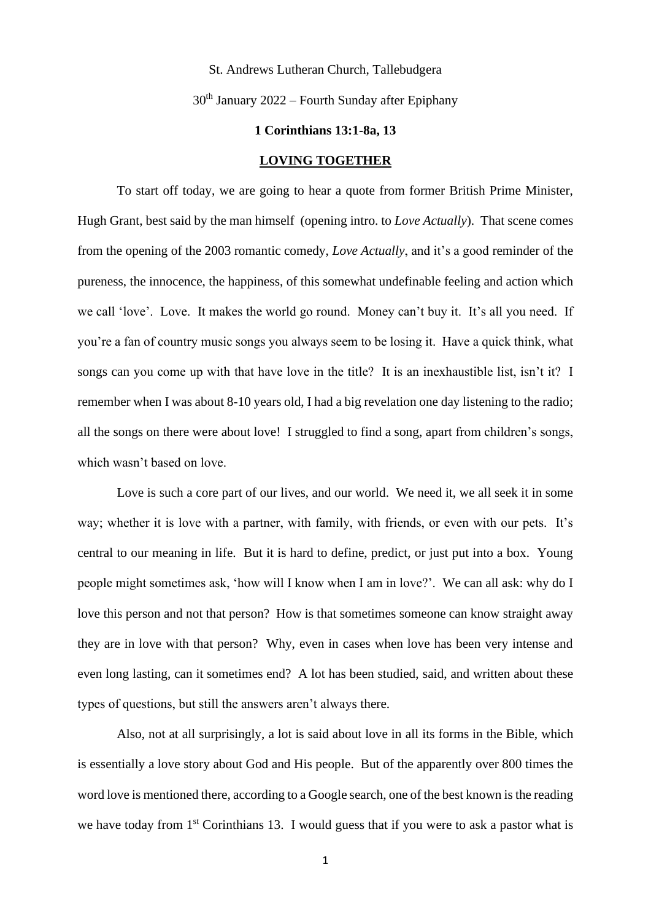St. Andrews Lutheran Church, Tallebudgera

30th January 2022 – Fourth Sunday after Epiphany

**1 Corinthians 13:1-8a, 13**

**LOVING TOGETHER**

To start off today, we are going to hear a quote from former British Prime Minister, Hugh Grant, best said by the man himself (opening intro. to *Love Actually*). That scene comes from the opening of the 2003 romantic comedy, *Love Actually*, and it's a good reminder of the pureness, the innocence, the happiness, of this somewhat undefinable feeling and action which we call 'love'. Love. It makes the world go round. Money can't buy it. It's all you need. If you're a fan of country music songs you always seem to be losing it. Have a quick think, what songs can you come up with that have love in the title? It is an inexhaustible list, isn't it? I remember when I was about 8-10 years old, I had a big revelation one day listening to the radio; all the songs on there were about love! I struggled to find a song, apart from children's songs, which wasn't based on love.

Love is such a core part of our lives, and our world. We need it, we all seek it in some way; whether it is love with a partner, with family, with friends, or even with our pets. It's central to our meaning in life. But it is hard to define, predict, or just put into a box. Young people might sometimes ask, 'how will I know when I am in love?'. We can all ask: why do I love this person and not that person? How is that sometimes someone can know straight away they are in love with that person? Why, even in cases when love has been very intense and even long lasting, can it sometimes end? A lot has been studied, said, and written about these types of questions, but still the answers aren't always there.

Also, not at all surprisingly, a lot is said about love in all its forms in the Bible, which is essentially a love story about God and His people. But of the apparently over 800 times the word love is mentioned there, according to a Google search, one of the best known is the reading we have today from 1st Corinthians 13. I would guess that if you were to ask a pastor what is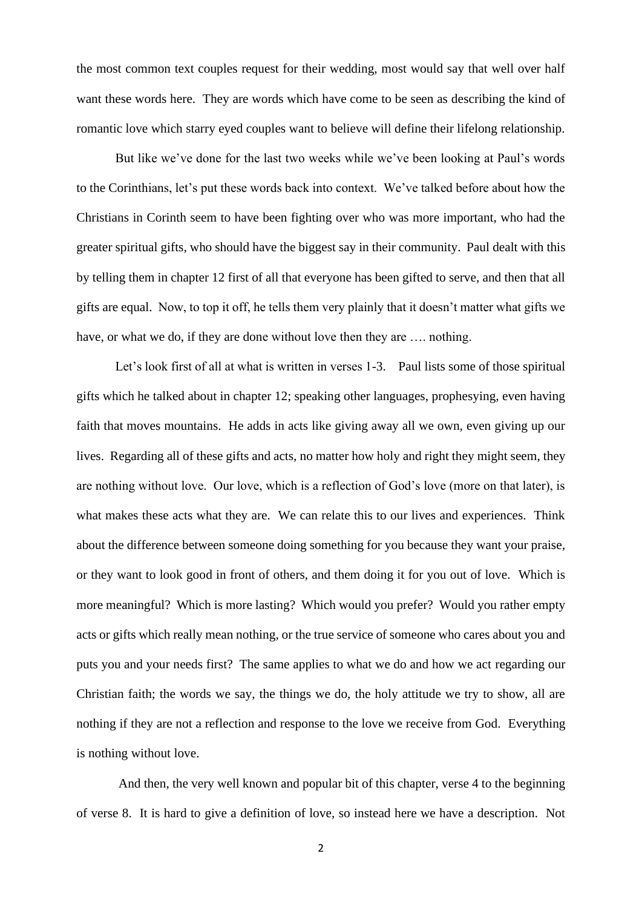the most common text couples request for their wedding, most would say that well over half want these words here. They are words which have come to be seen as describing the kind of romantic love which starry eyed couples want to believe will define their lifelong relationship.

But like we've done for the last two weeks while we've been looking at Paul's words to the Corinthians, let's put these words back into context. We've talked before about how the Christians in Corinth seem to have been fighting over who was more important, who had the greater spiritual gifts, who should have the biggest say in their community. Paul dealt with this by telling them in chapter 12 first of all that everyone has been gifted to serve, and then that all gifts are equal. Now, to top it off, he tells them very plainly that it doesn't matter what gifts we have, or what we do, if they are done without love then they are …. nothing.

Let's look first of all at what is written in verses 1-3. Paul lists some of those spiritual gifts which he talked about in chapter 12; speaking other languages, prophesying, even having faith that moves mountains. He adds in acts like giving away all we own, even giving up our lives. Regarding all of these gifts and acts, no matter how holy and right they might seem, they are nothing without love. Our love, which is a reflection of God's love (more on that later), is what makes these acts what they are. We can relate this to our lives and experiences. Think about the difference between someone doing something for you because they want your praise, or they want to look good in front of others, and them doing it for you out of love. Which is more meaningful? Which is more lasting? Which would you prefer? Would you rather empty acts or gifts which really mean nothing, or the true service of someone who cares about you and puts you and your needs first? The same applies to what we do and how we act regarding our Christian faith; the words we say, the things we do, the holy attitude we try to show, all are nothing if they are not a reflection and response to the love we receive from God. Everything is nothing without love.

And then, the very well known and popular bit of this chapter, verse 4 to the beginning of verse 8. It is hard to give a definition of love, so instead here we have a description. Not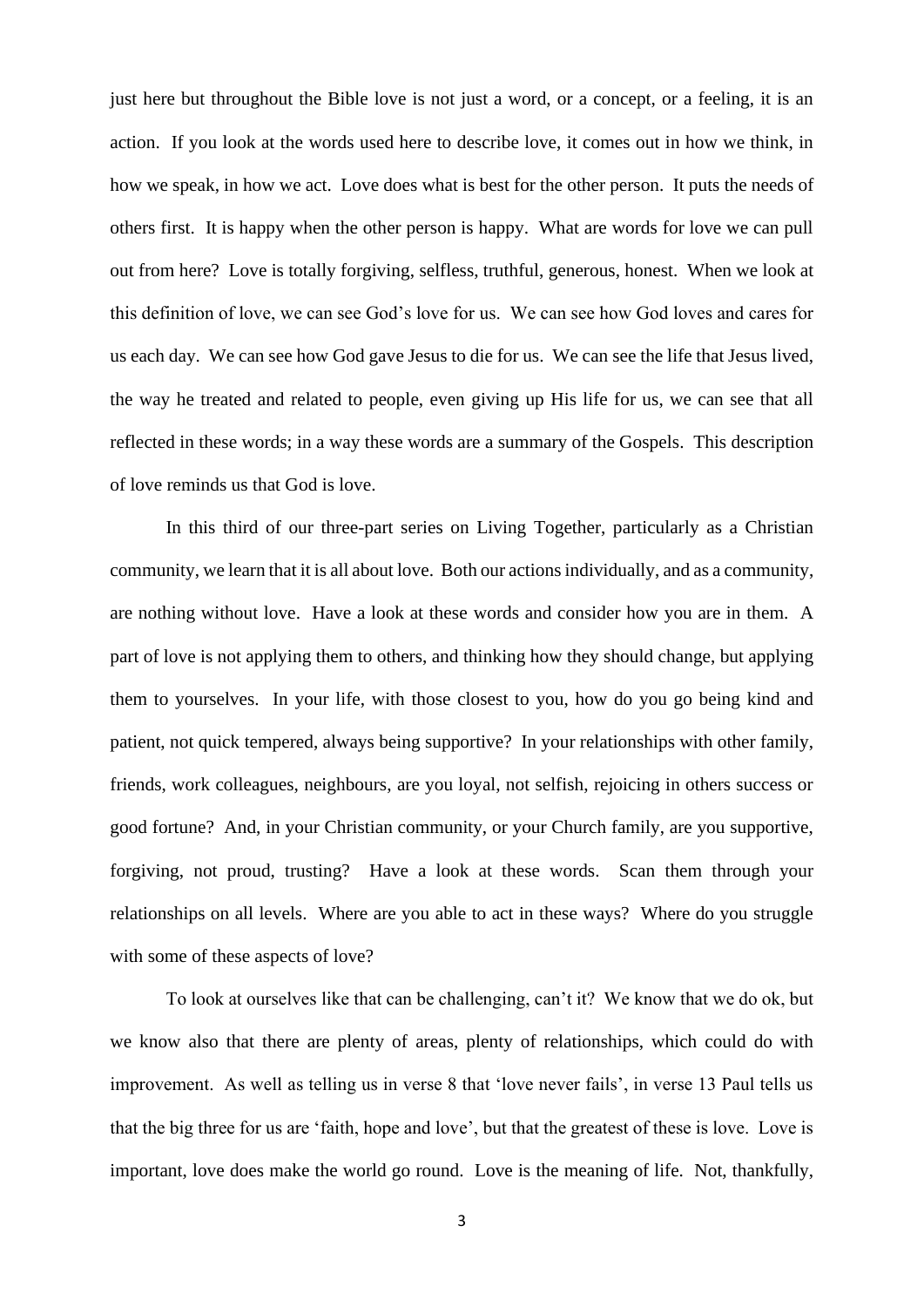just here but throughout the Bible love is not just a word, or a concept, or a feeling, it is an action. If you look at the words used here to describe love, it comes out in how we think, in how we speak, in how we act. Love does what is best for the other person. It puts the needs of others first. It is happy when the other person is happy. What are words for love we can pull out from here? Love is totally forgiving, selfless, truthful, generous, honest. When we look at this definition of love, we can see God's love for us. We can see how God loves and cares for us each day. We can see how God gave Jesus to die for us. We can see the life that Jesus lived, the way he treated and related to people, even giving up His life for us, we can see that all reflected in these words; in a way these words are a summary of the Gospels. This description of love reminds us that God is love.

In this third of our three-part series on Living Together, particularly as a Christian community, we learn that it is all about love. Both our actions individually, and as a community, are nothing without love. Have a look at these words and consider how you are in them. A part of love is not applying them to others, and thinking how they should change, but applying them to yourselves. In your life, with those closest to you, how do you go being kind and patient, not quick tempered, always being supportive? In your relationships with other family, friends, work colleagues, neighbours, are you loyal, not selfish, rejoicing in others success or good fortune? And, in your Christian community, or your Church family, are you supportive, forgiving, not proud, trusting? Have a look at these words. Scan them through your relationships on all levels. Where are you able to act in these ways? Where do you struggle with some of these aspects of love?

To look at ourselves like that can be challenging, can't it? We know that we do ok, but we know also that there are plenty of areas, plenty of relationships, which could do with improvement. As well as telling us in verse 8 that 'love never fails', in verse 13 Paul tells us that the big three for us are 'faith, hope and love', but that the greatest of these is love. Love is important, love does make the world go round. Love is the meaning of life. Not, thankfully,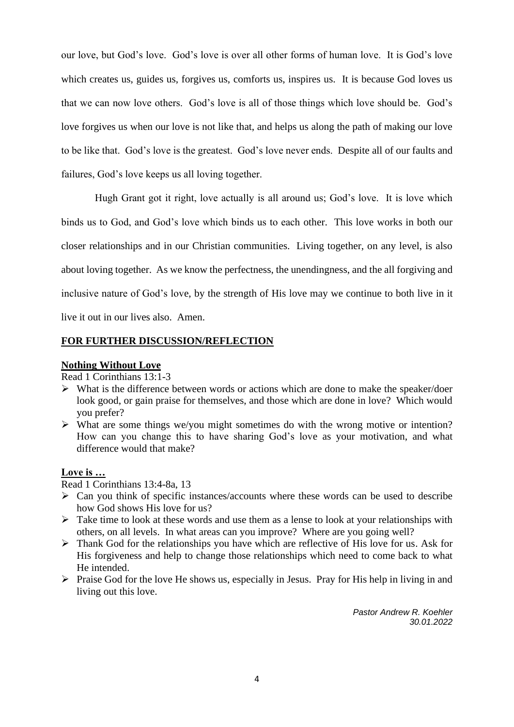our love, but God's love. God's love is over all other forms of human love. It is God's love which creates us, guides us, forgives us, comforts us, inspires us. It is because God loves us that we can now love others. God's love is all of those things which love should be. God's love forgives us when our love is not like that, and helps us along the path of making our love to be like that. God's love is the greatest. God's love never ends. Despite all of our faults and failures, God's love keeps us all loving together.

Hugh Grant got it right, love actually is all around us; God's love. It is love which binds us to God, and God's love which binds us to each other. This love works in both our closer relationships and in our Christian communities. Living together, on any level, is also about loving together. As we know the perfectness, the unendingness, and the all forgiving and inclusive nature of God's love, by the strength of His love may we continue to both live in it live it out in our lives also. Amen.

**FOR FURTHER DISCUSSION/REFLECTION**

**Nothing Without Love**

Read 1 Corinthians 13:1-3

- What is the difference between words or actions which are done to make the speaker/doer look good, or gain praise for themselves, and those which are done in love? Which would you prefer?
- What are some things we/you might sometimes do with the wrong motive or intention? How can you change this to have sharing God's love as your motivation, and what difference would that make?

**Love is …**

Read 1 Corinthians 13:4-8a, 13

- Can you think of specific instances/accounts where these words can be used to describe how God shows His love for us?
- Take time to look at these words and use them as a lense to look at your relationships with others, on all levels. In what areas can you improve? Where are you going well?
- Thank God for the relationships you have which are reflective of His love for us. Ask for His forgiveness and help to change those relationships which need to come back to what He intended.
- Praise God for the love He shows us, especially in Jesus. Pray for His help in living in and living out this love.

*Pastor Andrew R. Koehler*
*30.01.2022*